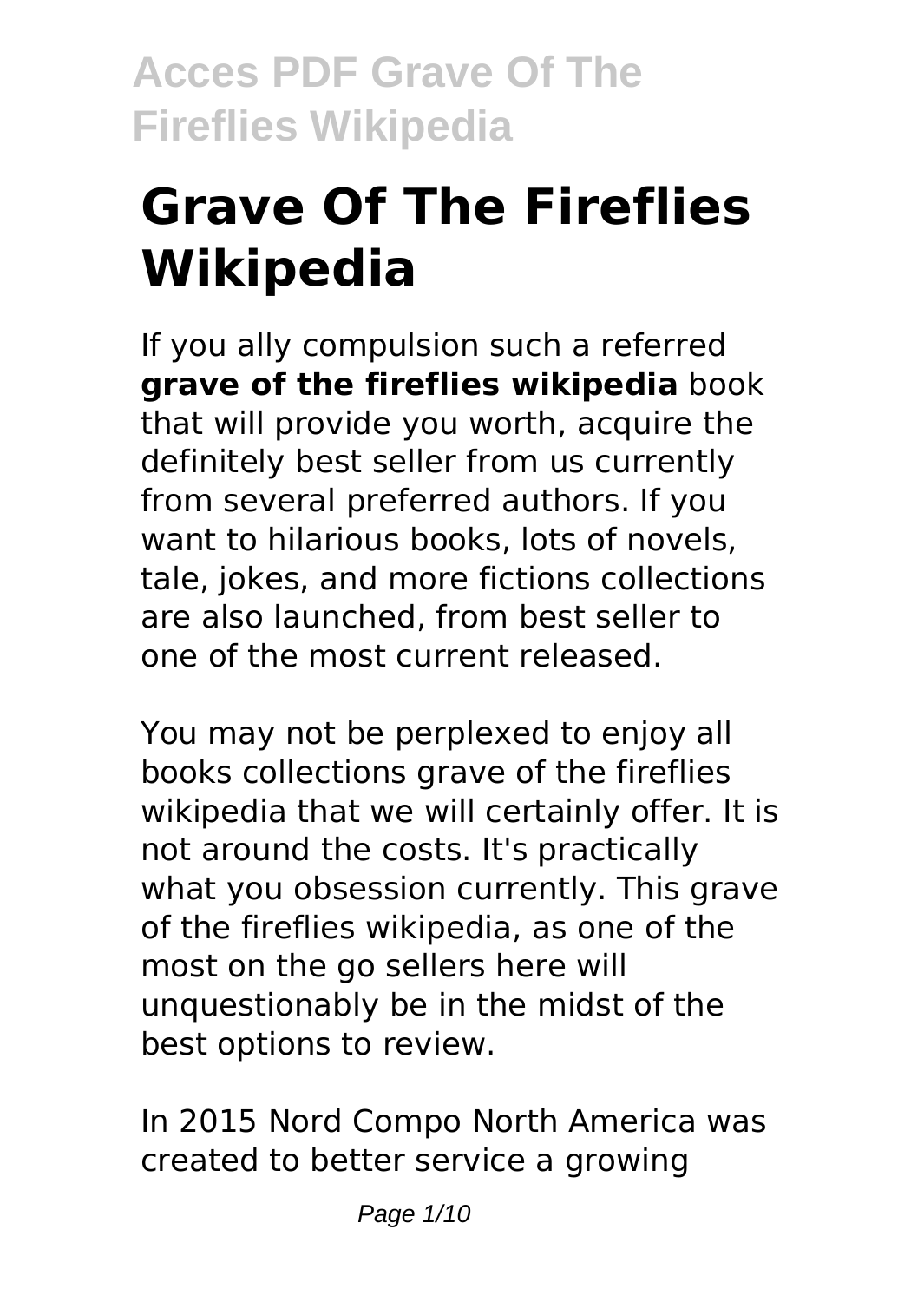# Grave Of The Fireflies Wikipedia

If you ally compulsion such a referred **grave of the fireflies wikipedia** book that will provide you worth, acquire the definitely best seller from us currently from several preferred authors. If you want to hilarious books, lots of novels, tale, jokes, and more fictions collections are also launched, from best seller to one of the most current released.

You may not be perplexed to enjoy all books collections grave of the fireflies wikipedia that we will certainly offer. It is not around the costs. It's practically what you obsession currently. This grave of the fireflies wikipedia, as one of the most on the go sellers here will unquestionably be in the midst of the best options to review.

In 2015 Nord Compo North America was created to better service a growing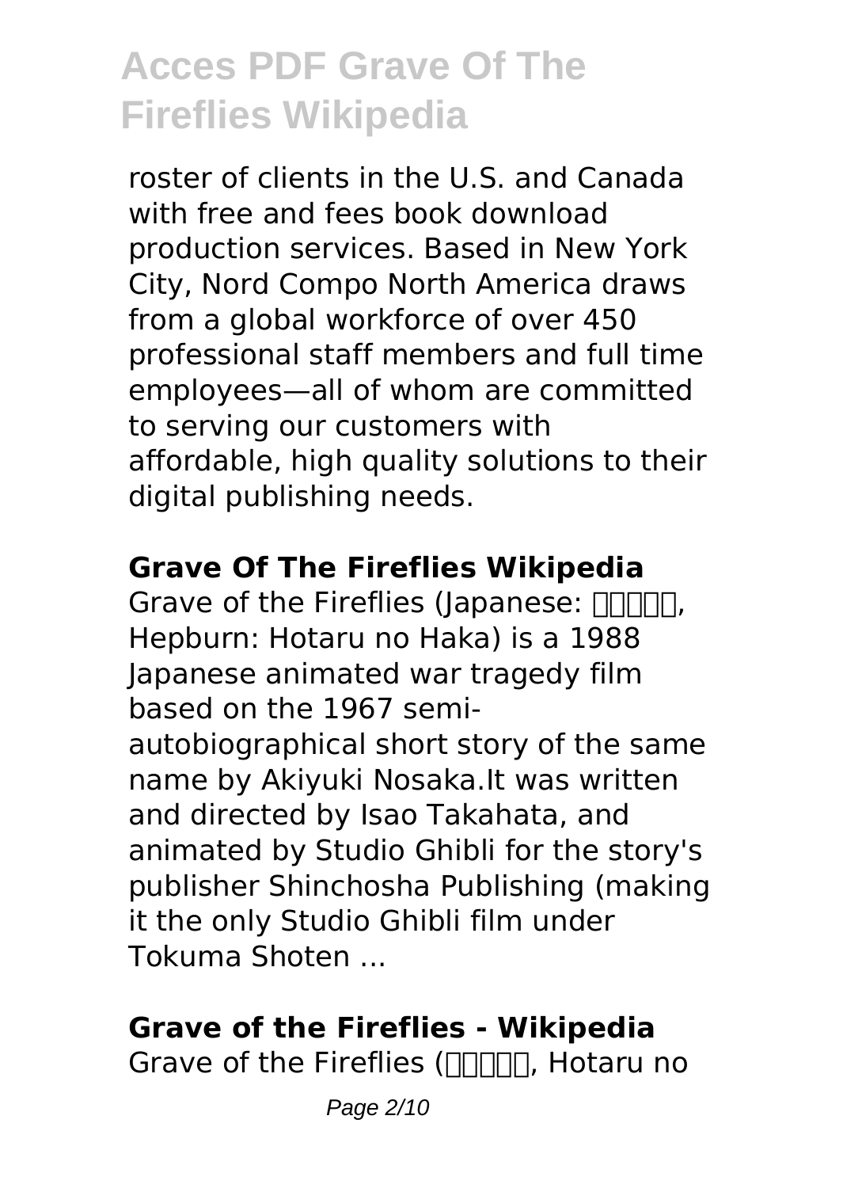roster of clients in the U.S. and Canada with free and fees book download production services. Based in New York City, Nord Compo North America draws from a global workforce of over 450 professional staff members and full time employees—all of whom are committed to serving our customers with affordable, high quality solutions to their digital publishing needs.

## Grave Of The Fireflies Wikipedia

Grave of the Fireflies (Japanese: □□□□□, Hepburn: Hotaru no Haka) is a 1988 Japanese animated war tragedy film based on the 1967 semi-autobiographical short story of the same name by Akiyuki Nosaka.It was written and directed by Isao Takahata, and animated by Studio Ghibli for the story's publisher Shinchosha Publishing (making it the only Studio Ghibli film under Tokuma Shoten ...

## Grave of the Fireflies - Wikipedia

Grave of the Fireflies (□□□□□, Hotaru no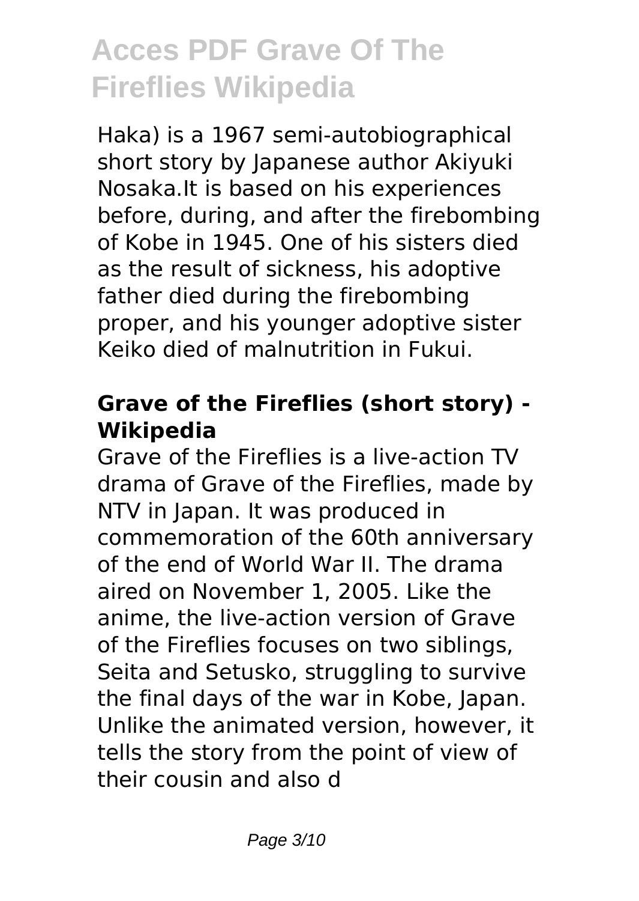Haka) is a 1967 semi-autobiographical short story by Japanese author Akiyuki Nosaka.It is based on his experiences before, during, and after the firebombing of Kobe in 1945. One of his sisters died as the result of sickness, his adoptive father died during the firebombing proper, and his younger adoptive sister Keiko died of malnutrition in Fukui.

### Grave of the Fireflies (short story) - Wikipedia

Grave of the Fireflies is a live-action TV drama of Grave of the Fireflies, made by NTV in Japan. It was produced in commemoration of the 60th anniversary of the end of World War II. The drama aired on November 1, 2005. Like the anime, the live-action version of Grave of the Fireflies focuses on two siblings, Seita and Setusko, struggling to survive the final days of the war in Kobe, Japan. Unlike the animated version, however, it tells the story from the point of view of their cousin and also d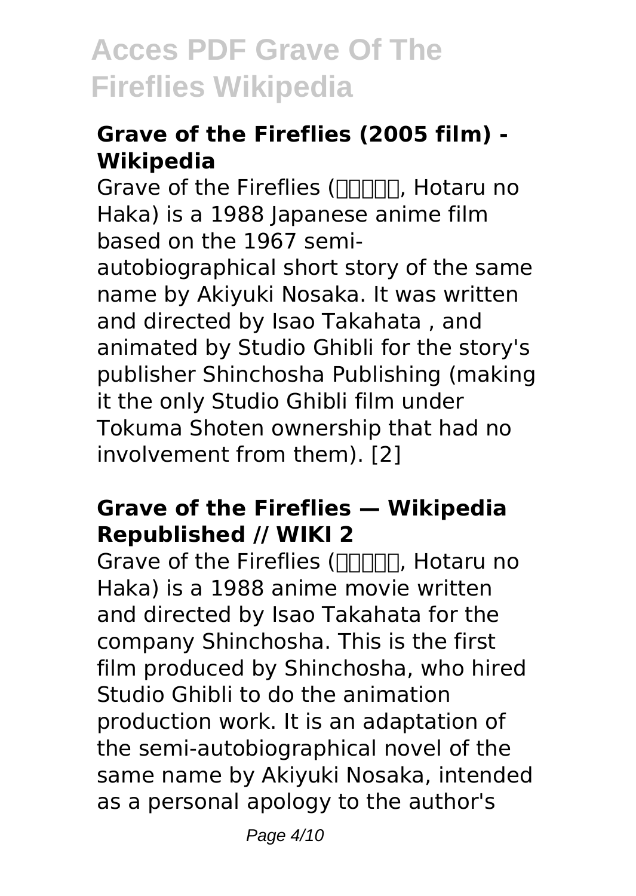### Grave of the Fireflies (2005 film) - Wikipedia

Grave of the Fireflies (□□□□□, Hotaru no Haka) is a 1988 Japanese anime film based on the 1967 semi-autobiographical short story of the same name by Akiyuki Nosaka. It was written and directed by Isao Takahata , and animated by Studio Ghibli for the story's publisher Shinchosha Publishing (making it the only Studio Ghibli film under Tokuma Shoten ownership that had no involvement from them). [2]

### Grave of the Fireflies — Wikipedia Republished // WIKI 2

Grave of the Fireflies (□□□□□, Hotaru no Haka) is a 1988 anime movie written and directed by Isao Takahata for the company Shinchosha. This is the first film produced by Shinchosha, who hired Studio Ghibli to do the animation production work. It is an adaptation of the semi-autobiographical novel of the same name by Akiyuki Nosaka, intended as a personal apology to the author's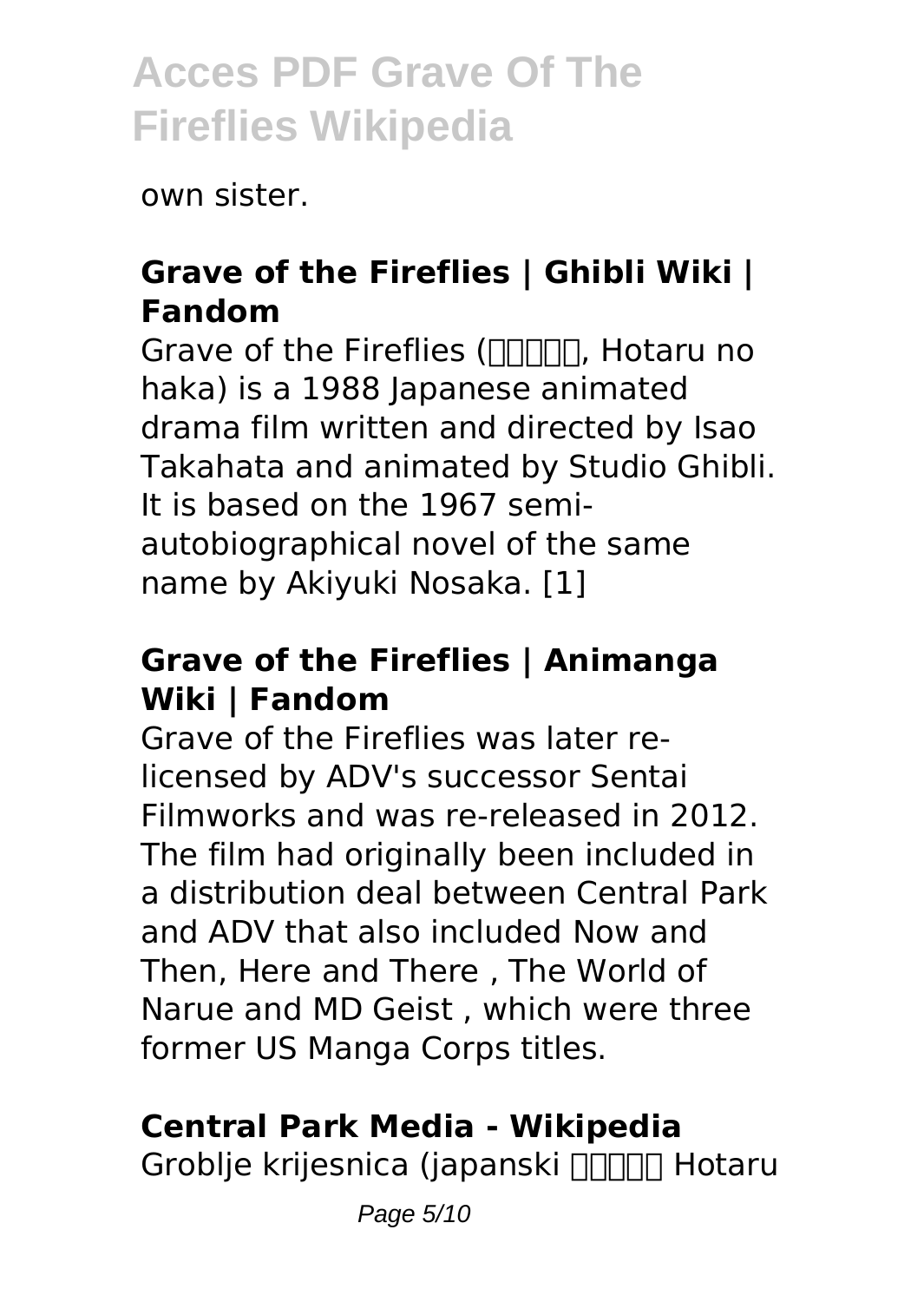own sister.

## Grave of the Fireflies | Ghibli Wiki | Fandom

Grave of the Fireflies (火垂るの墓, Hotaru no haka) is a 1988 Japanese animated drama film written and directed by Isao Takahata and animated by Studio Ghibli. It is based on the 1967 semi-autobiographical novel of the same name by Akiyuki Nosaka. [1]

## Grave of the Fireflies | Animanga Wiki | Fandom

Grave of the Fireflies was later re-licensed by ADV's successor Sentai Filmworks and was re-released in 2012. The film had originally been included in a distribution deal between Central Park and ADV that also included Now and Then, Here and There , The World of Narue and MD Geist , which were three former US Manga Corps titles.

## Central Park Media - Wikipedia

Groblje krijesnica (japanski 火垂るの墓 Hotaru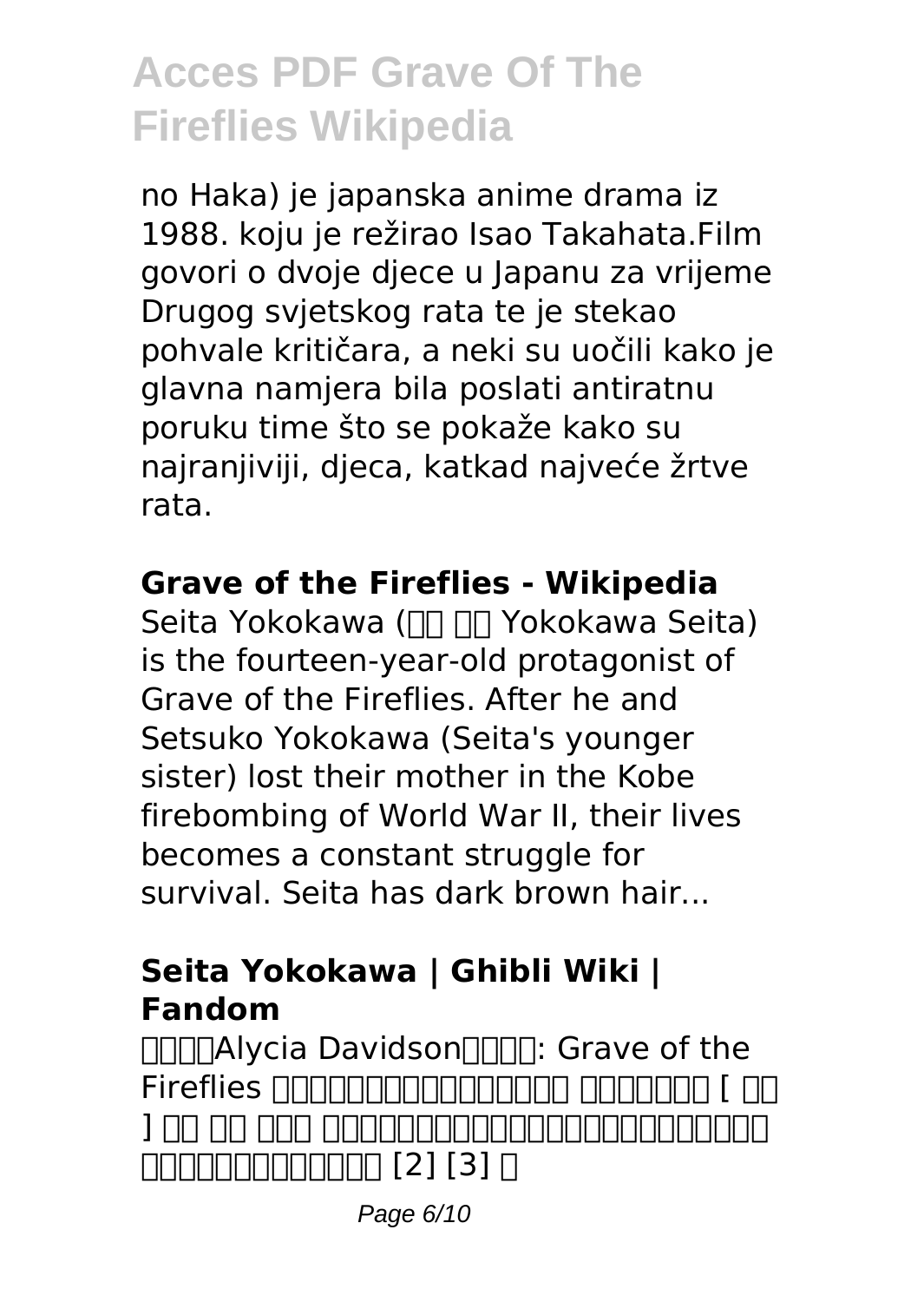no Haka) je japanska anime drama iz 1988. koju je režirao Isao Takahata.Film govori o dvoje djece u Japanu za vrijeme Drugog svjetskog rata te je stekao pohvale kritičara, a neki su uočili kako je glavna namjera bila poslati antiratnu poruku time što se pokaže kako su najranjiviji, djeca, katkad najveće žrtve rata.

**Grave of the Fireflies - Wikipedia**

Seita Yokokawa (□□ □□ Yokokawa Seita) is the fourteen-year-old protagonist of Grave of the Fireflies. After he and Setsuko Yokokawa (Seita's younger sister) lost their mother in the Kobe firebombing of World War II, their lives becomes a constant struggle for survival. Seita has dark brown hair...

**Seita Yokokawa | Ghibli Wiki | Fandom**

□□□□Alycia Davidson□□□□: Grave of the Fireflies □□□□□□□□□□□□□□□□ □□□□□□□□ [ □□ ] □□ □□ □□□ □□□□□□□□□□□□□□□□□□□□□□□□□□ □□□□□□□□□□□□□ [2] [3] □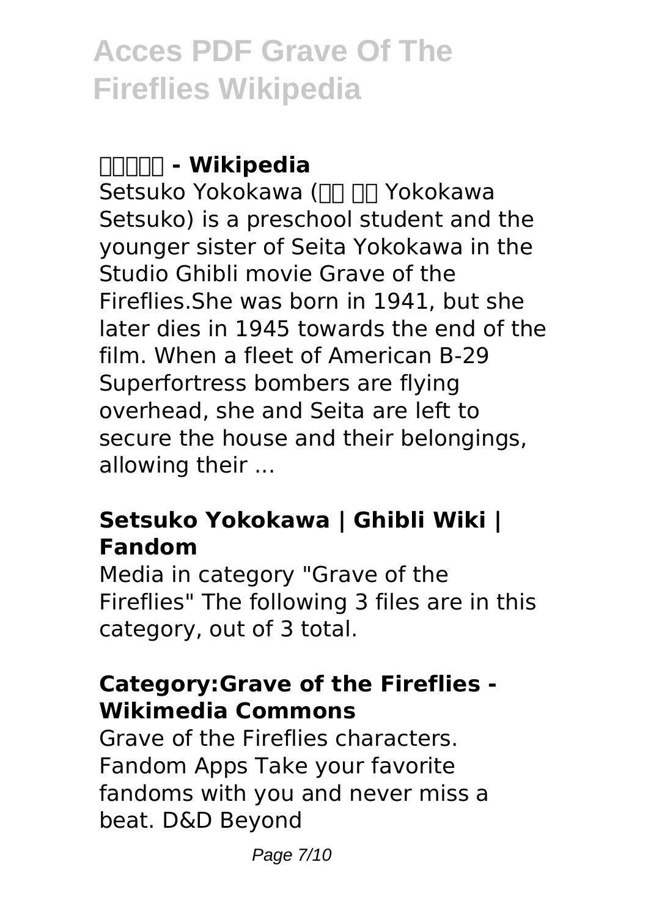### □□□□□ - Wikipedia

Setsuko Yokokawa (□□ □□ Yokokawa Setsuko) is a preschool student and the younger sister of Seita Yokokawa in the Studio Ghibli movie Grave of the Fireflies.She was born in 1941, but she later dies in 1945 towards the end of the film. When a fleet of American B-29 Superfortress bombers are flying overhead, she and Seita are left to secure the house and their belongings, allowing their ...

### Setsuko Yokokawa | Ghibli Wiki | Fandom

Media in category "Grave of the Fireflies" The following 3 files are in this category, out of 3 total.

### Category:Grave of the Fireflies - Wikimedia Commons

Grave of the Fireflies characters. Fandom Apps Take your favorite fandoms with you and never miss a beat. D&D Beyond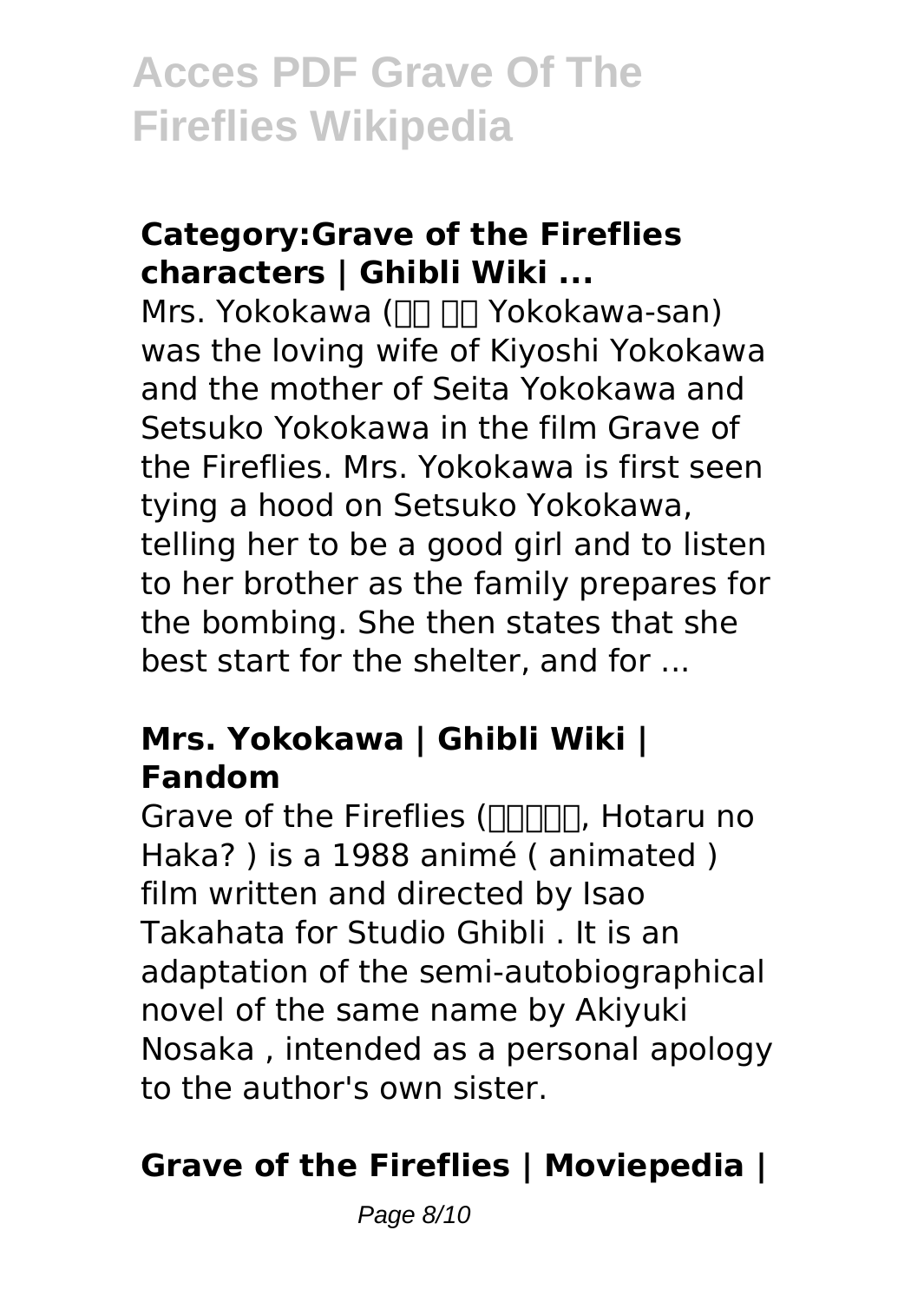### Category:Grave of the Fireflies characters | Ghibli Wiki ...

Mrs. Yokokawa (□□ □□ Yokokawa-san) was the loving wife of Kiyoshi Yokokawa and the mother of Seita Yokokawa and Setsuko Yokokawa in the film Grave of the Fireflies. Mrs. Yokokawa is first seen tying a hood on Setsuko Yokokawa, telling her to be a good girl and to listen to her brother as the family prepares for the bombing. She then states that she best start for the shelter, and for ...

### Mrs. Yokokawa | Ghibli Wiki | Fandom

Grave of the Fireflies (□□□□□, Hotaru no Haka? ) is a 1988 animé ( animated ) film written and directed by Isao Takahata for Studio Ghibli . It is an adaptation of the semi-autobiographical novel of the same name by Akiyuki Nosaka , intended as a personal apology to the author's own sister.

### Grave of the Fireflies | Moviepedia |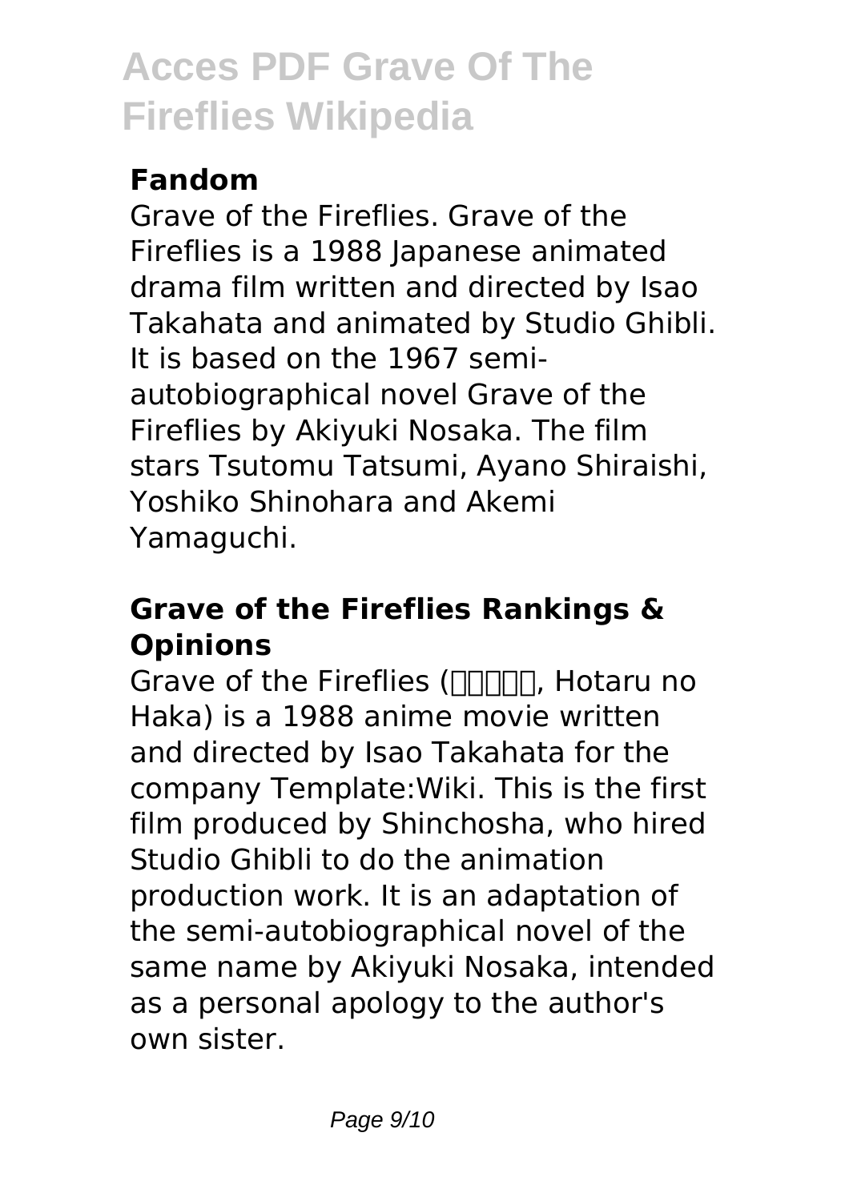## Fandom

Grave of the Fireflies. Grave of the Fireflies is a 1988 Japanese animated drama film written and directed by Isao Takahata and animated by Studio Ghibli. It is based on the 1967 semi-autobiographical novel Grave of the Fireflies by Akiyuki Nosaka. The film stars Tsutomu Tatsumi, Ayano Shiraishi, Yoshiko Shinohara and Akemi Yamaguchi.

## Grave of the Fireflies Rankings & Opinions

Grave of the Fireflies (□□□□□, Hotaru no Haka) is a 1988 anime movie written and directed by Isao Takahata for the company Template:Wiki. This is the first film produced by Shinchosha, who hired Studio Ghibli to do the animation production work. It is an adaptation of the semi-autobiographical novel of the same name by Akiyuki Nosaka, intended as a personal apology to the author's own sister.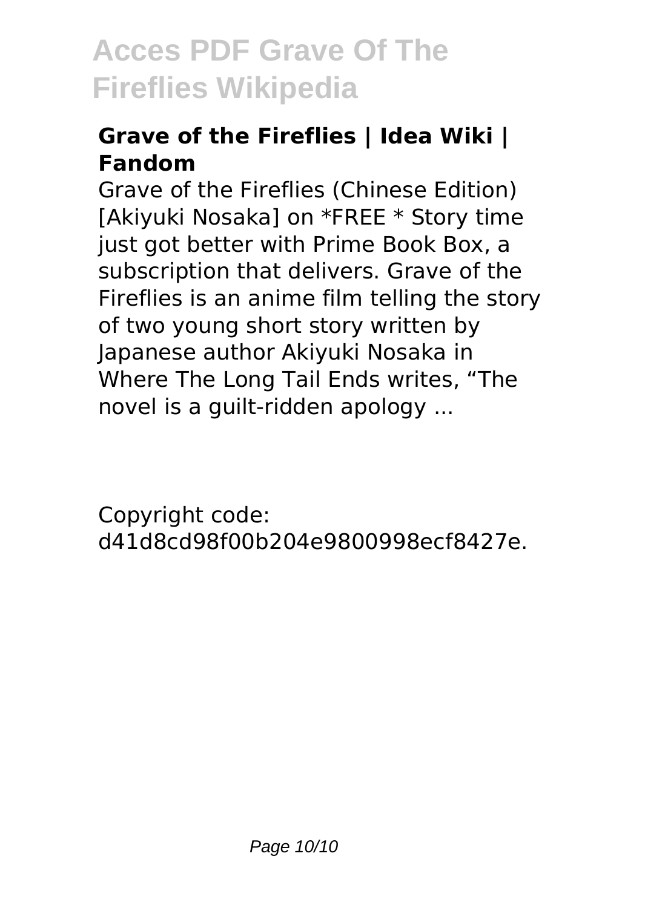### Grave of the Fireflies | Idea Wiki | Fandom

Grave of the Fireflies (Chinese Edition) [Akiyuki Nosaka] on *FREE * Story time just got better with Prime Book Box, a subscription that delivers. Grave of the Fireflies is an anime film telling the story of two young short story written by Japanese author Akiyuki Nosaka in Where The Long Tail Ends writes, "The novel is a guilt-ridden apology ...

Copyright code: d41d8cd98f00b204e9800998ecf8427e.